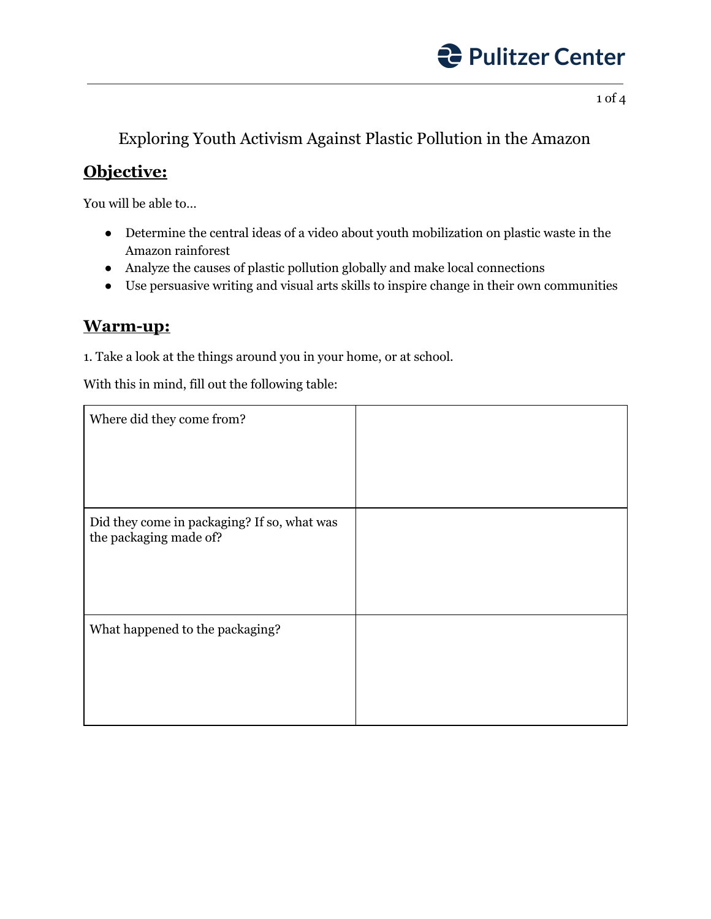# Exploring Youth Activism Against Plastic Pollution in the Amazon

## Objective:

You will be able to…

- Determine the central ideas of a video about youth mobilization on plastic waste in the Amazon rainforest
- Analyze the causes of plastic pollution globally and make local connections
- Use persuasive writing and visual arts skills to inspire change in their own communities

## Warm-up:

1. Take a look at the things around you in your home, or at school.

With this in mind, fill out the following table:

| | |
|---|---|
| Where did they come from? | |
| Did they come in packaging? If so, what was the packaging made of? | |
| What happened to the packaging? | |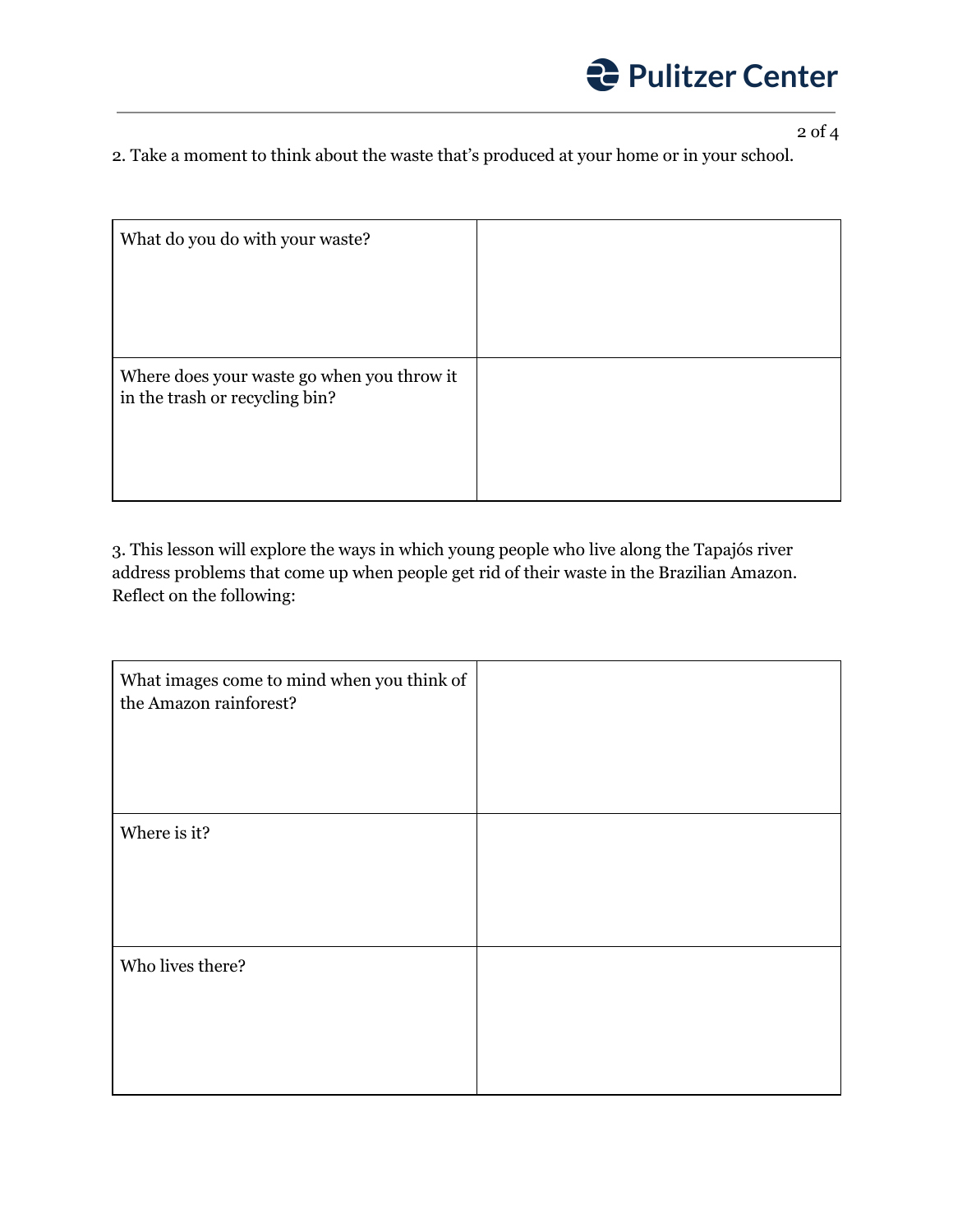2. Take a moment to think about the waste that's produced at your home or in your school.

| What do you do with your waste? | |
|---|---|
| Where does your waste go when you throw it in the trash or recycling bin? | |

3. This lesson will explore the ways in which young people who live along the Tapajós river address problems that come up when people get rid of their waste in the Brazilian Amazon. Reflect on the following:

| What images come to mind when you think of the Amazon rainforest? | |
|---|---|
| Where is it? | |
| Who lives there? | |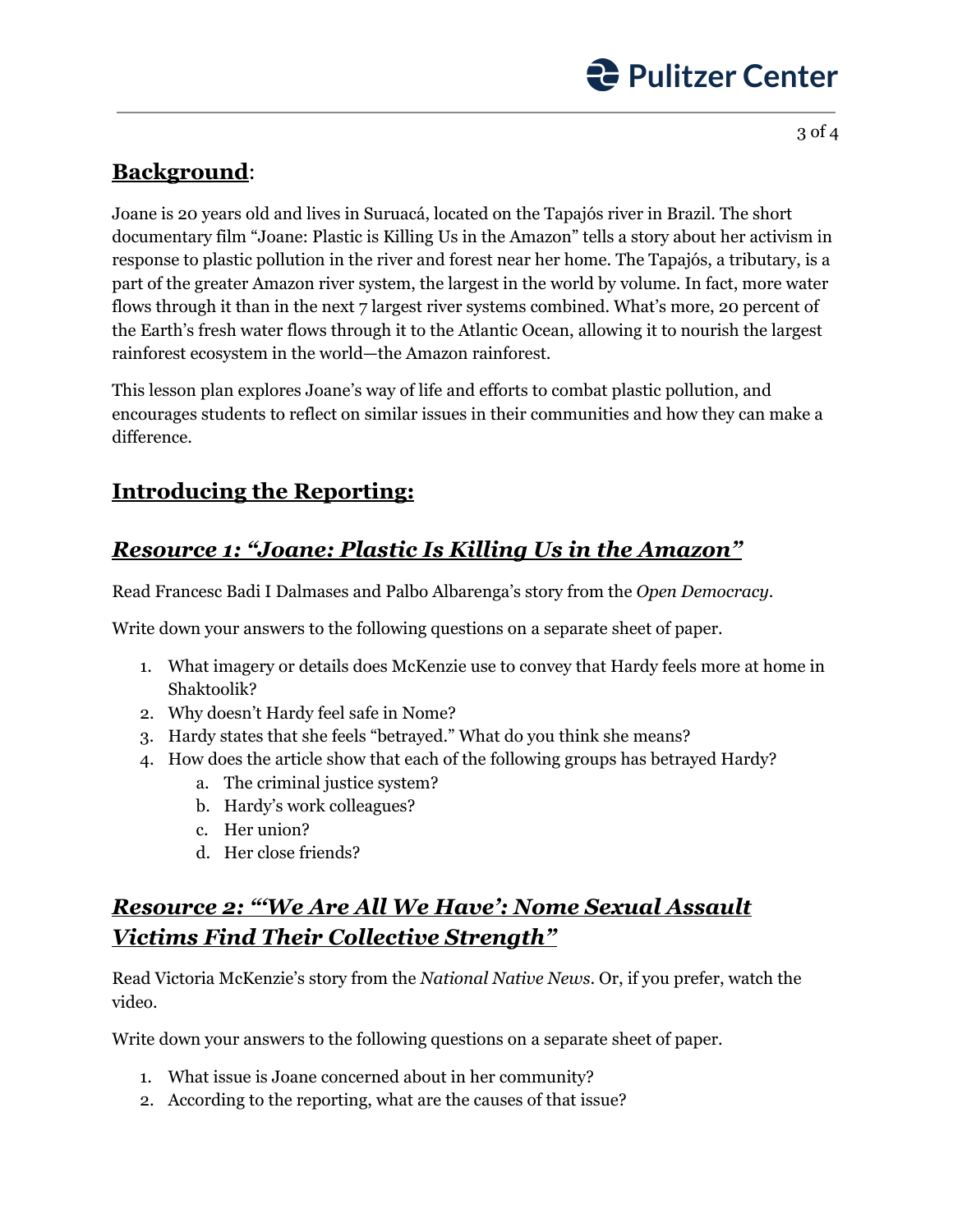## **Background**:

Joane is 20 years old and lives in Suruacá, located on the Tapajós river in Brazil. The short documentary film "Joane: Plastic is Killing Us in the Amazon" tells a story about her activism in response to plastic pollution in the river and forest near her home. The Tapajós, a tributary, is a part of the greater Amazon river system, the largest in the world by volume. In fact, more water flows through it than in the next 7 largest river systems combined. What's more, 20 percent of the Earth's fresh water flows through it to the Atlantic Ocean, allowing it to nourish the largest rainforest ecosystem in the world—the Amazon rainforest.

This lesson plan explores Joane's way of life and efforts to combat plastic pollution, and encourages students to reflect on similar issues in their communities and how they can make a difference.

## **Introducing the Reporting:**

### ***Resource 1: "Joane: Plastic Is Killing Us in the Amazon"***

Read Francesc Badi I Dalmases and Palbo Albarenga's story from the *Open Democracy*.

Write down your answers to the following questions on a separate sheet of paper.

1. What imagery or details does McKenzie use to convey that Hardy feels more at home in Shaktoolik?
2. Why doesn't Hardy feel safe in Nome?
3. Hardy states that she feels "betrayed." What do you think she means?
4. How does the article show that each of the following groups has betrayed Hardy?
   a. The criminal justice system?
   b. Hardy's work colleagues?
   c. Her union?
   d. Her close friends?

### ***Resource 2: "'We Are All We Have': Nome Sexual Assault Victims Find Their Collective Strength"***

Read Victoria McKenzie's story from the *National Native News*. Or, if you prefer, watch the video.

Write down your answers to the following questions on a separate sheet of paper.

1. What issue is Joane concerned about in her community?
2. According to the reporting, what are the causes of that issue?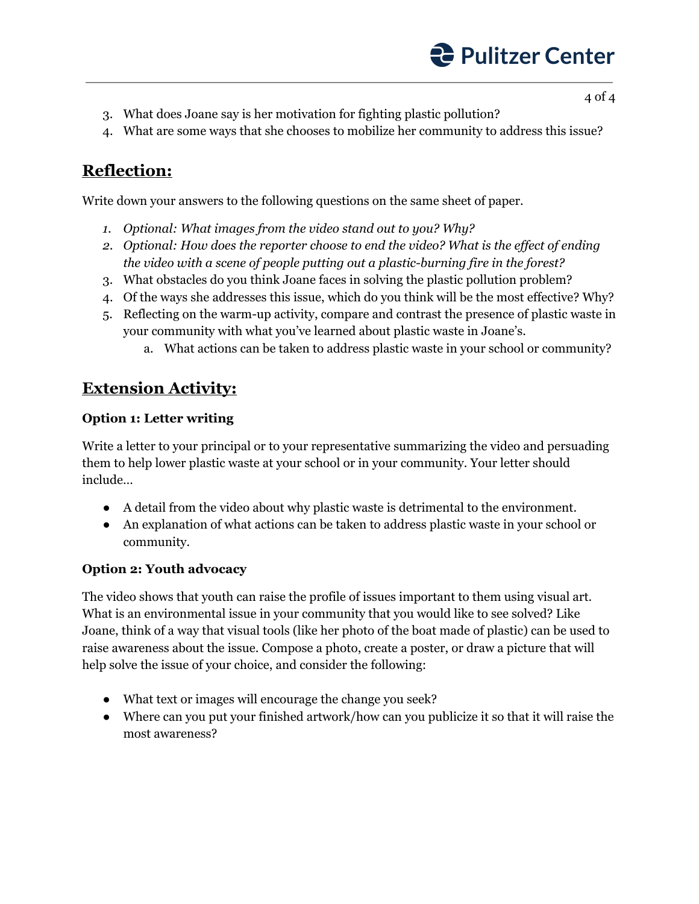3. What does Joane say is her motivation for fighting plastic pollution?
4. What are some ways that she chooses to mobilize her community to address this issue?

## Reflection:

Write down your answers to the following questions on the same sheet of paper.

1. *Optional: What images from the video stand out to you? Why?*
2. *Optional: How does the reporter choose to end the video? What is the effect of ending the video with a scene of people putting out a plastic-burning fire in the forest?*
3. What obstacles do you think Joane faces in solving the plastic pollution problem?
4. Of the ways she addresses this issue, which do you think will be the most effective? Why?
5. Reflecting on the warm-up activity, compare and contrast the presence of plastic waste in your community with what you've learned about plastic waste in Joane's.
    a. What actions can be taken to address plastic waste in your school or community?

## Extension Activity:

**Option 1: Letter writing**

Write a letter to your principal or to your representative summarizing the video and persuading them to help lower plastic waste at your school or in your community. Your letter should include…

- A detail from the video about why plastic waste is detrimental to the environment.
- An explanation of what actions can be taken to address plastic waste in your school or community.

**Option 2: Youth advocacy**

The video shows that youth can raise the profile of issues important to them using visual art. What is an environmental issue in your community that you would like to see solved? Like Joane, think of a way that visual tools (like her photo of the boat made of plastic) can be used to raise awareness about the issue. Compose a photo, create a poster, or draw a picture that will help solve the issue of your choice, and consider the following:

- What text or images will encourage the change you seek?
- Where can you put your finished artwork/how can you publicize it so that it will raise the most awareness?